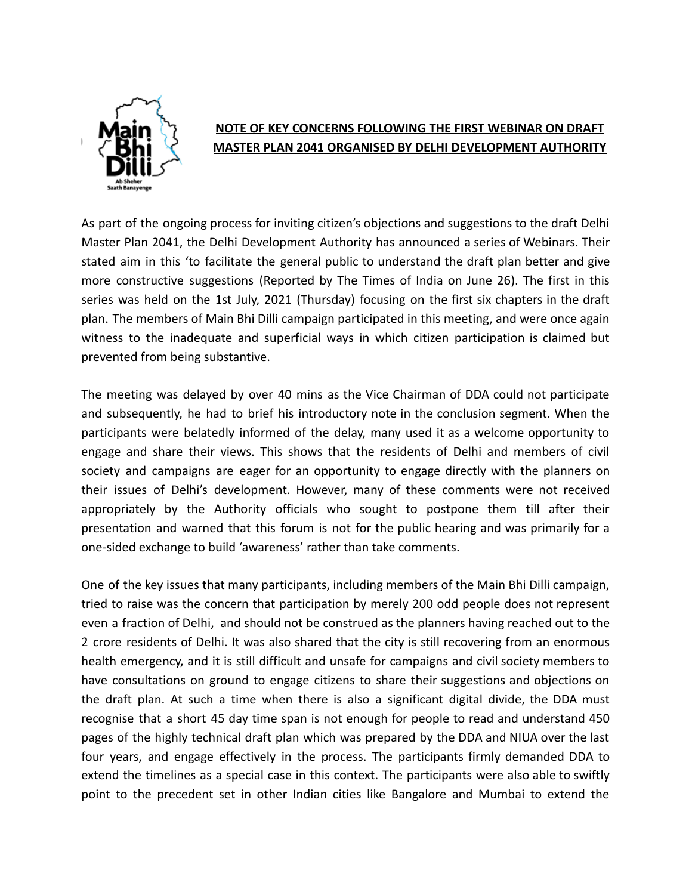**NOTE OF KEY CONCERNS FOLLOWING THE FIRST WEBINAR ON DRAFT MASTER PLAN 2041 ORGANISED BY DELHI DEVELOPMENT AUTHORITY**

As part of the ongoing process for inviting citizen's objections and suggestions to the draft Delhi Master Plan 2041, the Delhi Development Authority has announced a series of Webinars. Their stated aim in this 'to facilitate the general public to understand the draft plan better and give more constructive suggestions (Reported by The Times of India on June 26). The first in this series was held on the 1st July, 2021 (Thursday) focusing on the first six chapters in the draft plan. The members of Main Bhi Dilli campaign participated in this meeting, and were once again witness to the inadequate and superficial ways in which citizen participation is claimed but prevented from being substantive.

The meeting was delayed by over 40 mins as the Vice Chairman of DDA could not participate and subsequently, he had to brief his introductory note in the conclusion segment. When the participants were belatedly informed of the delay, many used it as a welcome opportunity to engage and share their views. This shows that the residents of Delhi and members of civil society and campaigns are eager for an opportunity to engage directly with the planners on their issues of Delhi's development. However, many of these comments were not received appropriately by the Authority officials who sought to postpone them till after their presentation and warned that this forum is not for the public hearing and was primarily for a one-sided exchange to build 'awareness' rather than take comments.

One of the key issues that many participants, including members of the Main Bhi Dilli campaign, tried to raise was the concern that participation by merely 200 odd people does not represent even a fraction of Delhi, and should not be construed as the planners having reached out to the 2 crore residents of Delhi. It was also shared that the city is still recovering from an enormous health emergency, and it is still difficult and unsafe for campaigns and civil society members to have consultations on ground to engage citizens to share their suggestions and objections on the draft plan. At such a time when there is also a significant digital divide, the DDA must recognise that a short 45 day time span is not enough for people to read and understand 450 pages of the highly technical draft plan which was prepared by the DDA and NIUA over the last four years, and engage effectively in the process. The participants firmly demanded DDA to extend the timelines as a special case in this context. The participants were also able to swiftly point to the precedent set in other Indian cities like Bangalore and Mumbai to extend the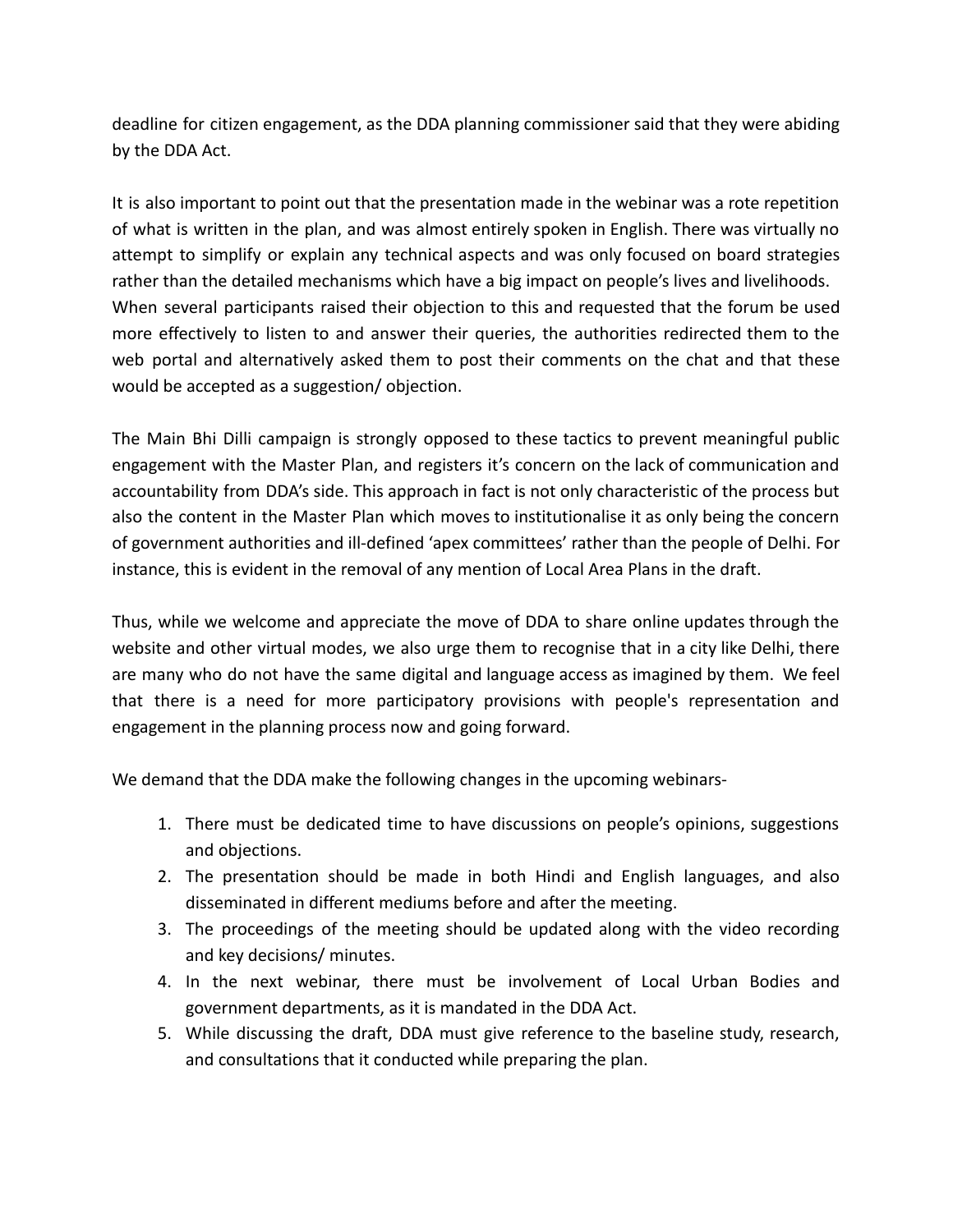deadline for citizen engagement, as the DDA planning commissioner said that they were abiding by the DDA Act.

It is also important to point out that the presentation made in the webinar was a rote repetition of what is written in the plan, and was almost entirely spoken in English. There was virtually no attempt to simplify or explain any technical aspects and was only focused on board strategies rather than the detailed mechanisms which have a big impact on people's lives and livelihoods. When several participants raised their objection to this and requested that the forum be used more effectively to listen to and answer their queries, the authorities redirected them to the web portal and alternatively asked them to post their comments on the chat and that these would be accepted as a suggestion/ objection.

The Main Bhi Dilli campaign is strongly opposed to these tactics to prevent meaningful public engagement with the Master Plan, and registers it's concern on the lack of communication and accountability from DDA's side. This approach in fact is not only characteristic of the process but also the content in the Master Plan which moves to institutionalise it as only being the concern of government authorities and ill-defined 'apex committees' rather than the people of Delhi. For instance, this is evident in the removal of any mention of Local Area Plans in the draft.

Thus, while we welcome and appreciate the move of DDA to share online updates through the website and other virtual modes, we also urge them to recognise that in a city like Delhi, there are many who do not have the same digital and language access as imagined by them. We feel that there is a need for more participatory provisions with people's representation and engagement in the planning process now and going forward.

We demand that the DDA make the following changes in the upcoming webinars-

1. There must be dedicated time to have discussions on people's opinions, suggestions and objections.
2. The presentation should be made in both Hindi and English languages, and also disseminated in different mediums before and after the meeting.
3. The proceedings of the meeting should be updated along with the video recording and key decisions/ minutes.
4. In the next webinar, there must be involvement of Local Urban Bodies and government departments, as it is mandated in the DDA Act.
5. While discussing the draft, DDA must give reference to the baseline study, research, and consultations that it conducted while preparing the plan.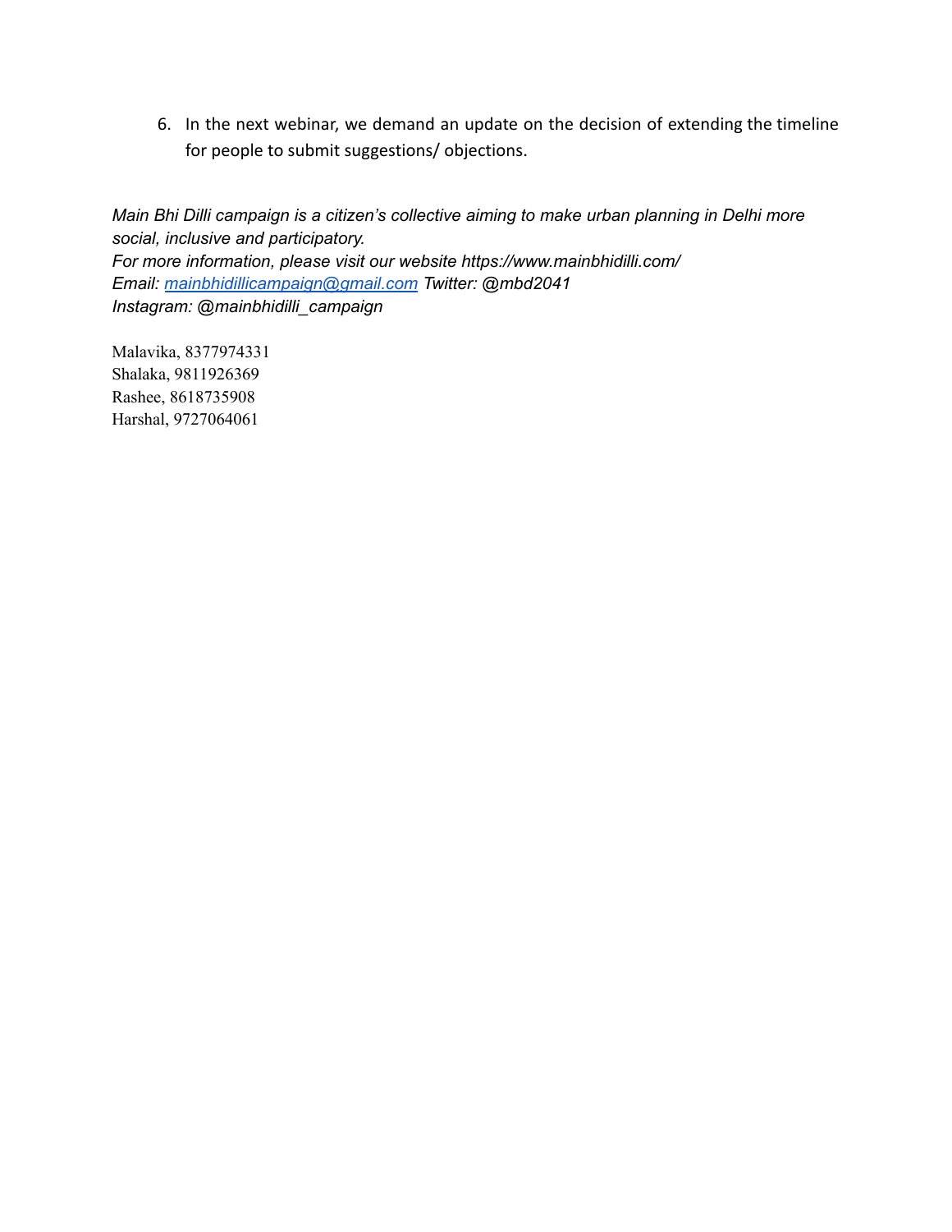6. In the next webinar, we demand an update on the decision of extending the timeline for people to submit suggestions/ objections.

*Main Bhi Dilli campaign is a citizen's collective aiming to make urban planning in Delhi more social, inclusive and participatory.*
*For more information, please visit our website https://www.mainbhidilli.com/*
*Email: [mainbhidillicampaign@gmail.com](mailto:mainbhidillicampaign@gmail.com) Twitter: @mbd2041*
*Instagram: @mainbhidilli_campaign*

Malavika, 8377974331
Shalaka, 9811926369
Rashee, 8618735908
Harshal, 9727064061